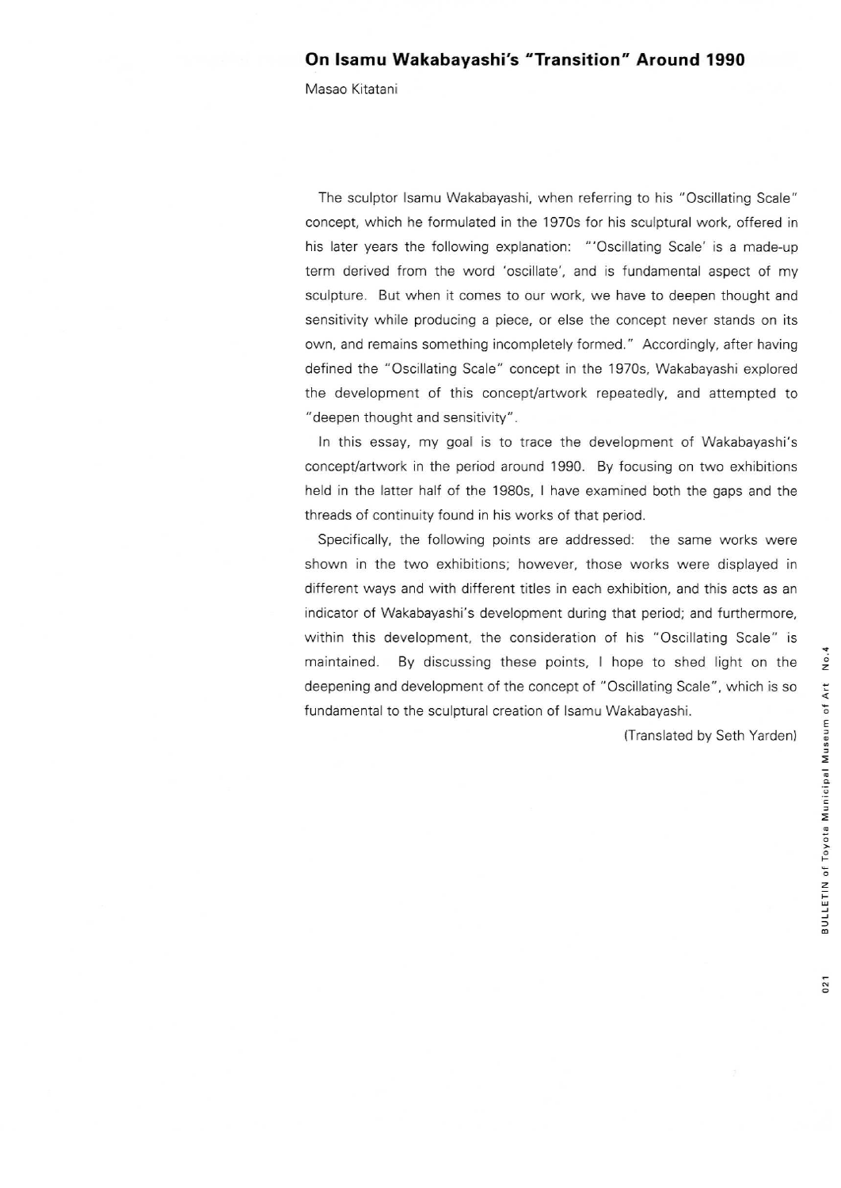# On Isamu Wakabayashi's "Transition" Around 1990

Masao Kitatani

The sculptor Isamu Wakabayashi, when referring to his "Oscillating Scale" concept, which he formulated in the 1970s for his sculptural work, offered in his later years the following explanation: "'Oscillating Scale' is a made-up term derived from the word 'oscillate', and is fundamental aspect of my sculpture. But when it comes to our work, we have to deepen thought and sensitivity while producing a piece, or else the concept never stands on its own, and remains something incompletely formed." Accordingly, after having defined the "Oscillating Scale" concept in the 1970s, Wakabayashi explored the development of this concept/artwork repeatedly, and attempted to "deepen thought and sensitivity".

In this essay, my goal is to trace the development of Wakabayashi's concept/artwork in the period around 1990. By focusing on two exhibitions held in the latter half of the 1980s, I have examined both the gaps and the threads of continuity found in his works of that period.

Specifically, the following points are addressed: the same works were shown in the two exhibitions; however, those works were displayed in different ways and with different titles in each exhibition, and this acts as an indicator of Wakabayashi's development during that period; and furthermore, within this development, the consideration of his "Oscillating Scale" is maintained. By discussing these points, I hope to shed light on the deepening and development of the concept of "Oscillating Scale", which is so fundamental to the sculptural creation of Isamu Wakabayashi.

(Translated by Seth Yarden)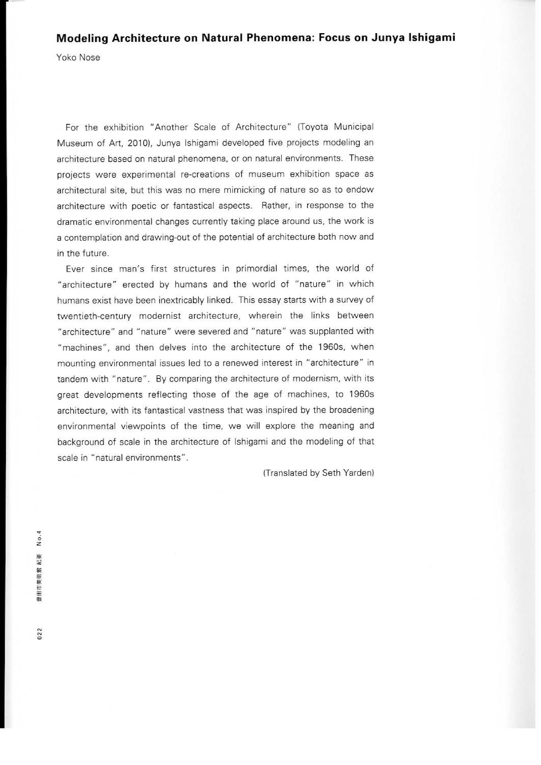## Modeling Architecture on Natural Phenomena: Focus on Junya Ishigami

Yoko Nose

For the exhibition "Another Scale of Architecture" (Toyota Municipal Museum of Art, 2010), Junya Ishigami developed five projects modeling an architecture based on natural phenomena, or on natural environments. These projects were experimental re-creations of museum exhibition space as architectural site, but this was no mere mimicking of nature so as to endow architecture with poetic or fantastical aspects. Rather, in response to the dramatic environmental changes currently taking place around us, the work is a contemplation and drawing-out of the potential of architecture both now and in the future.

Ever since man's first structures in primordial times, the world of "architecture" erected by humans and the world of "nature" in which humans exist have been inextricably linked. This essay starts with a survey of twentieth-century modernist architecture, wherein the links between "architecture" and "nature" were severed and "nature" was supplanted with "machines", and then delves into the architecture of the 1960s, when mounting environmental issues led to a renewed interest in "architecture" in tandem with "nature". By comparing the architecture of modernism, with its great developments reflecting those of the age of machines, to 1960s architecture, with its fantastical vastness that was inspired by the broadening environmental viewpoints of the time, we will explore the meaning and background of scale in the architecture of Ishigami and the modeling of that scale in "natural environments".

(Translated by Seth Yarden)